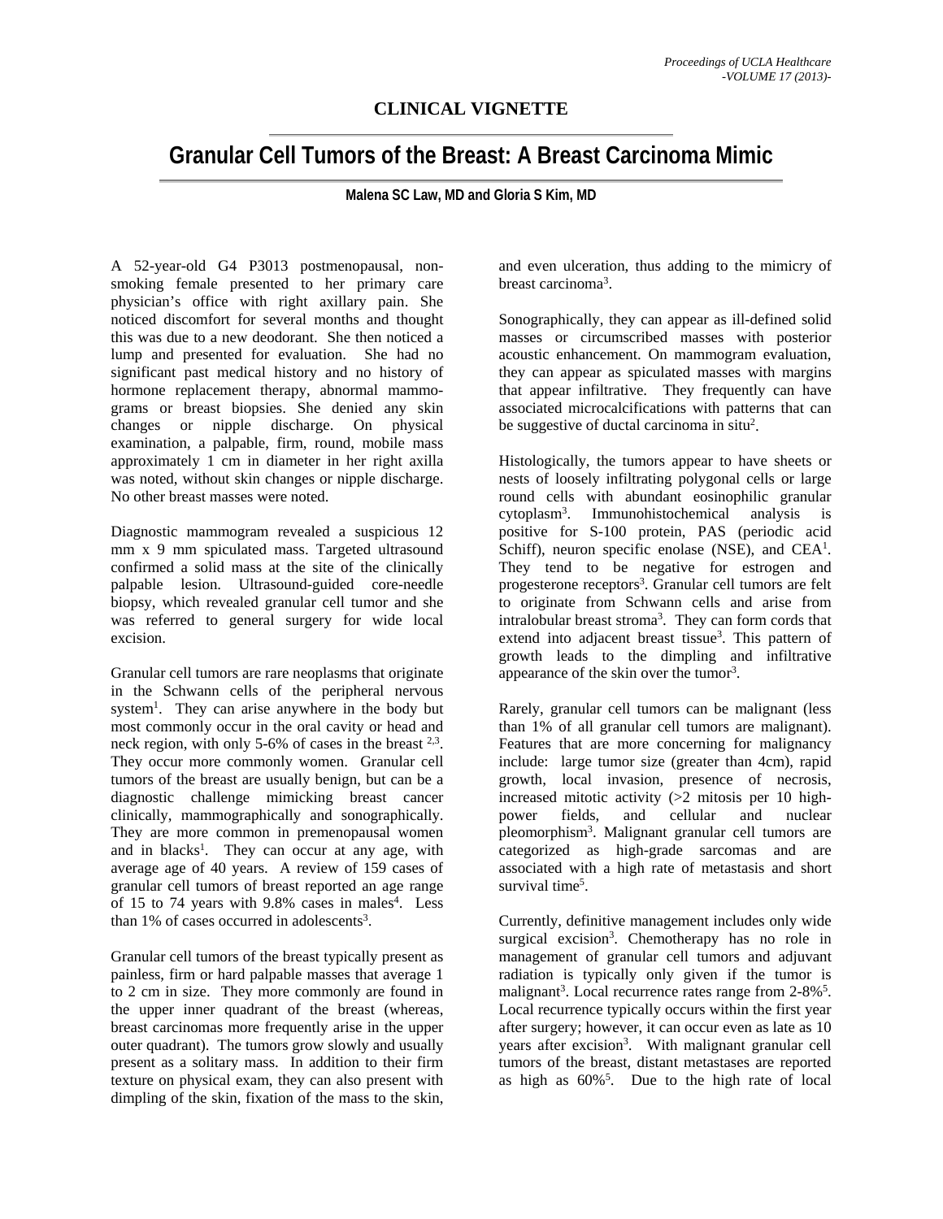CLINICAL VIGNETTE

# Granular Cell Tumors of the Breast: A Breast Carcinoma Mimic

**Malena SC Law, MD and Gloria S Kim, MD**

A 52-year-old G4 P3013 postmenopausal, non-smoking female presented to her primary care physician's office with right axillary pain. She noticed discomfort for several months and thought this was due to a new deodorant. She then noticed a lump and presented for evaluation. She had no significant past medical history and no history of hormone replacement therapy, abnormal mammograms or breast biopsies. She denied any skin changes or nipple discharge. On physical examination, a palpable, firm, round, mobile mass approximately 1 cm in diameter in her right axilla was noted, without skin changes or nipple discharge. No other breast masses were noted.

Diagnostic mammogram revealed a suspicious 12 mm x 9 mm spiculated mass. Targeted ultrasound confirmed a solid mass at the site of the clinically palpable lesion. Ultrasound-guided core-needle biopsy, which revealed granular cell tumor and she was referred to general surgery for wide local excision.

Granular cell tumors are rare neoplasms that originate in the Schwann cells of the peripheral nervous system[1]. They can arise anywhere in the body but most commonly occur in the oral cavity or head and neck region, with only 5-6% of cases in the breast [2,3]. They occur more commonly women. Granular cell tumors of the breast are usually benign, but can be a diagnostic challenge mimicking breast cancer clinically, mammographically and sonographically. They are more common in premenopausal women and in blacks[1]. They can occur at any age, with average age of 40 years. A review of 159 cases of granular cell tumors of breast reported an age range of 15 to 74 years with 9.8% cases in males[4]. Less than 1% of cases occurred in adolescents[3].

Granular cell tumors of the breast typically present as painless, firm or hard palpable masses that average 1 to 2 cm in size. They more commonly are found in the upper inner quadrant of the breast (whereas, breast carcinomas more frequently arise in the upper outer quadrant). The tumors grow slowly and usually present as a solitary mass. In addition to their firm texture on physical exam, they can also present with dimpling of the skin, fixation of the mass to the skin, and even ulceration, thus adding to the mimicry of breast carcinoma[3].

Sonographically, they can appear as ill-defined solid masses or circumscribed masses with posterior acoustic enhancement. On mammogram evaluation, they can appear as spiculated masses with margins that appear infiltrative. They frequently can have associated microcalcifications with patterns that can be suggestive of ductal carcinoma in situ[2].

Histologically, the tumors appear to have sheets or nests of loosely infiltrating polygonal cells or large round cells with abundant eosinophilic granular cytoplasm[3]. Immunohistochemical analysis is positive for S-100 protein, PAS (periodic acid Schiff), neuron specific enolase (NSE), and CEA[1]. They tend to be negative for estrogen and progesterone receptors[3]. Granular cell tumors are felt to originate from Schwann cells and arise from intralobular breast stroma[3]. They can form cords that extend into adjacent breast tissue[3]. This pattern of growth leads to the dimpling and infiltrative appearance of the skin over the tumor[3].

Rarely, granular cell tumors can be malignant (less than 1% of all granular cell tumors are malignant). Features that are more concerning for malignancy include: large tumor size (greater than 4cm), rapid growth, local invasion, presence of necrosis, increased mitotic activity (>2 mitosis per 10 high-power fields, and cellular and nuclear pleomorphism[3]. Malignant granular cell tumors are categorized as high-grade sarcomas and are associated with a high rate of metastasis and short survival time[5].

Currently, definitive management includes only wide surgical excision[3]. Chemotherapy has no role in management of granular cell tumors and adjuvant radiation is typically only given if the tumor is malignant[3]. Local recurrence rates range from 2-8%[5]. Local recurrence typically occurs within the first year after surgery; however, it can occur even as late as 10 years after excision[3]. With malignant granular cell tumors of the breast, distant metastases are reported as high as 60%[5]. Due to the high rate of local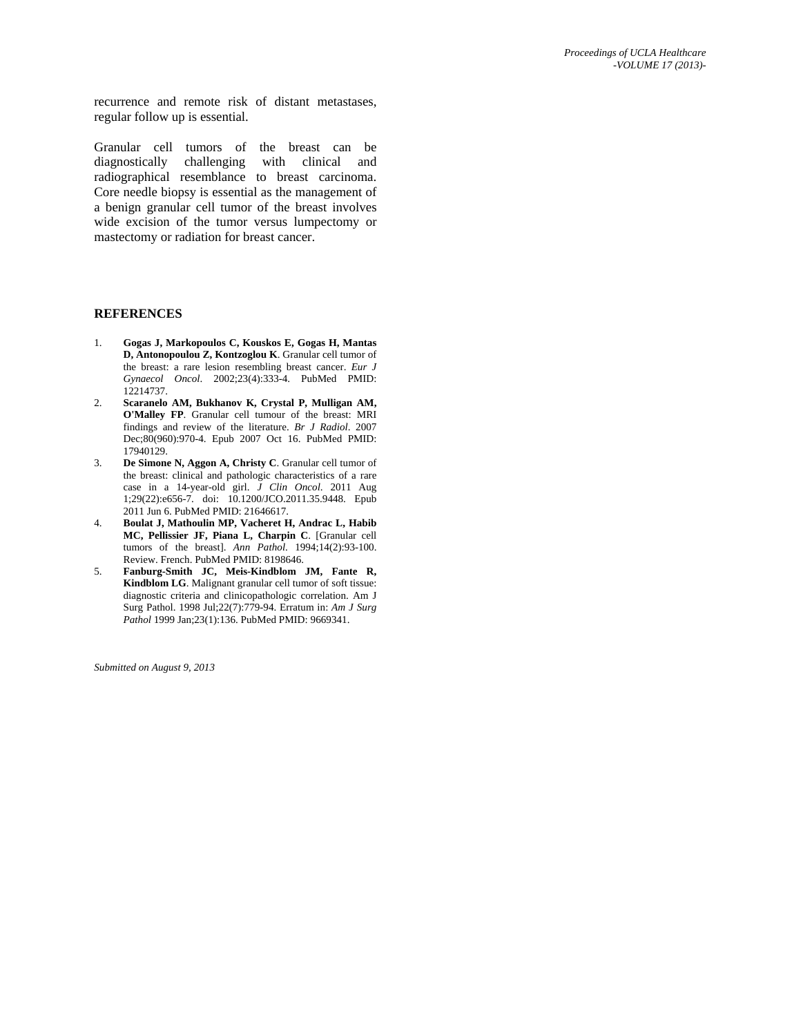recurrence and remote risk of distant metastases, regular follow up is essential.

Granular cell tumors of the breast can be diagnostically challenging with clinical and radiographical resemblance to breast carcinoma. Core needle biopsy is essential as the management of a benign granular cell tumor of the breast involves wide excision of the tumor versus lumpectomy or mastectomy or radiation for breast cancer.

## REFERENCES

1. **Gogas J, Markopoulos C, Kouskos E, Gogas H, Mantas D, Antonopoulou Z, Kontzoglou K**. Granular cell tumor of the breast: a rare lesion resembling breast cancer. *Eur J Gynaecol Oncol*. 2002;23(4):333-4. PubMed PMID: 12214737.
2. **Scaranelo AM, Bukhanov K, Crystal P, Mulligan AM, O'Malley FP**. Granular cell tumour of the breast: MRI findings and review of the literature. *Br J Radiol*. 2007 Dec;80(960):970-4. Epub 2007 Oct 16. PubMed PMID: 17940129.
3. **De Simone N, Aggon A, Christy C**. Granular cell tumor of the breast: clinical and pathologic characteristics of a rare case in a 14-year-old girl. *J Clin Oncol*. 2011 Aug 1;29(22):e656-7. doi: 10.1200/JCO.2011.35.9448. Epub 2011 Jun 6. PubMed PMID: 21646617.
4. **Boulat J, Mathoulin MP, Vacheret H, Andrac L, Habib MC, Pellissier JF, Piana L, Charpin C**. [Granular cell tumors of the breast]. *Ann Pathol*. 1994;14(2):93-100. Review. French. PubMed PMID: 8198646.
5. **Fanburg-Smith JC, Meis-Kindblom JM, Fante R, Kindblom LG**. Malignant granular cell tumor of soft tissue: diagnostic criteria and clinicopathologic correlation. Am J Surg Pathol. 1998 Jul;22(7):779-94. Erratum in: *Am J Surg Pathol* 1999 Jan;23(1):136. PubMed PMID: 9669341.

*Submitted on August 9, 2013*